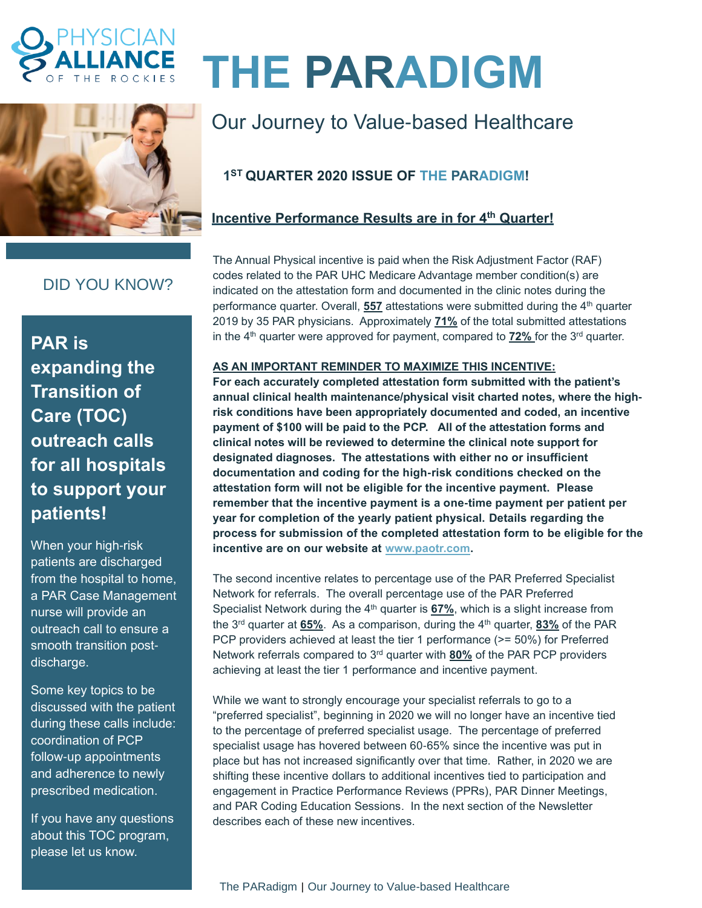# THE PARADIGM

## Our Journey to Value-based Healthcare

### 1ST QUARTER 2020 ISSUE OF THE PARADIGM!

### Incentive Performance Results are in for 4th Quarter!

The Annual Physical incentive is paid when the Risk Adjustment Factor (RAF) codes related to the PAR UHC Medicare Advantage member condition(s) are indicated on the attestation form and documented in the clinic notes during the performance quarter. Overall, **557** attestations were submitted during the 4th quarter 2019 by 35 PAR physicians. Approximately **71%** of the total submitted attestations in the 4th quarter were approved for payment, compared to **72%** for the 3rd quarter.

**AS AN IMPORTANT REMINDER TO MAXIMIZE THIS INCENTIVE:**

**For each accurately completed attestation form submitted with the patient's annual clinical health maintenance/physical visit charted notes, where the high-risk conditions have been appropriately documented and coded, an incentive payment of $100 will be paid to the PCP. All of the attestation forms and clinical notes will be reviewed to determine the clinical note support for designated diagnoses. The attestations with either no or insufficient documentation and coding for the high-risk conditions checked on the attestation form will not be eligible for the incentive payment. Please remember that the incentive payment is a one-time payment per patient per year for completion of the yearly patient physical. Details regarding the process for submission of the completed attestation form to be eligible for the incentive are on our website at www.paotr.com.**

The second incentive relates to percentage use of the PAR Preferred Specialist Network for referrals. The overall percentage use of the PAR Preferred Specialist Network during the 4th quarter is **67%**, which is a slight increase from the 3rd quarter at **65%**. As a comparison, during the 4th quarter, **83%** of the PAR PCP providers achieved at least the tier 1 performance (>= 50%) for Preferred Network referrals compared to 3rd quarter with **80%** of the PAR PCP providers achieving at least the tier 1 performance and incentive payment.

While we want to strongly encourage your specialist referrals to go to a "preferred specialist", beginning in 2020 we will no longer have an incentive tied to the percentage of preferred specialist usage. The percentage of preferred specialist usage has hovered between 60-65% since the incentive was put in place but has not increased significantly over that time. Rather, in 2020 we are shifting these incentive dollars to additional incentives tied to participation and engagement in Practice Performance Reviews (PPRs), PAR Dinner Meetings, and PAR Coding Education Sessions. In the next section of the Newsletter describes each of these new incentives.

---

### DID YOU KNOW?

**PAR is expanding the Transition of Care (TOC) outreach calls for all hospitals to support your patients!**

When your high-risk patients are discharged from the hospital to home, a PAR Case Management nurse will provide an outreach call to ensure a smooth transition post-discharge.

Some key topics to be discussed with the patient during these calls include: coordination of PCP follow-up appointments and adherence to newly prescribed medication.

If you have any questions about this TOC program, please let us know.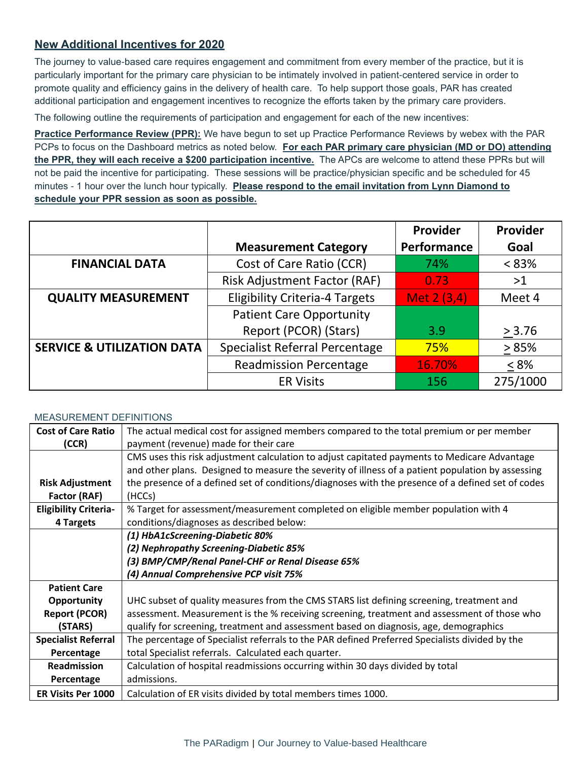## New Additional Incentives for 2020

The journey to value-based care requires engagement and commitment from every member of the practice, but it is particularly important for the primary care physician to be intimately involved in patient-centered service in order to promote quality and efficiency gains in the delivery of health care. To help support those goals, PAR has created additional participation and engagement incentives to recognize the efforts taken by the primary care providers.

The following outline the requirements of participation and engagement for each of the new incentives:

**Practice Performance Review (PPR):** We have begun to set up Practice Performance Reviews by webex with the PAR PCPs to focus on the Dashboard metrics as noted below. **For each PAR primary care physician (MD or DO) attending the PPR, they will each receive a $200 participation incentive.** The APCs are welcome to attend these PPRs but will not be paid the incentive for participating. These sessions will be practice/physician specific and be scheduled for 45 minutes - 1 hour over the lunch hour typically. **Please respond to the email invitation from Lynn Diamond to schedule your PPR session as soon as possible.**

| | Measurement Category | Provider Performance | Provider Goal |
|---|---|---|---|
| **FINANCIAL DATA** | Cost of Care Ratio (CCR) | 74% | < 83% |
| | Risk Adjustment Factor (RAF) | 0.73 | >1 |
| **QUALITY MEASUREMENT** | Eligibility Criteria-4 Targets | Met 2 (3,4) | Meet 4 |
| | Patient Care Opportunity Report (PCOR) (Stars) | 3.9 | $\geq$ 3.76 |
| **SERVICE & UTILIZATION DATA** | Specialist Referral Percentage | 75% | $\geq$ 85% |
| | Readmission Percentage | 16.70% | $\leq$ 8% |
| | ER Visits | 156 | 275/1000 |

MEASUREMENT DEFINITIONS

| | |
|---|---|
| **Cost of Care Ratio (CCR)** | The actual medical cost for assigned members compared to the total premium or per member payment (revenue) made for their care |
| **Risk Adjustment Factor (RAF)** | CMS uses this risk adjustment calculation to adjust capitated payments to Medicare Advantage and other plans. Designed to measure the severity of illness of a patient population by assessing the presence of a defined set of conditions/diagnoses with the presence of a defined set of codes (HCCs) |
| **Eligibility Criteria-4 Targets** | % Target for assessment/measurement completed on eligible member population with 4 conditions/diagnoses as described below: |
| | ***(1) HbA1cScreening-Diabetic 80%*** ***(2) Nephropathy Screening-Diabetic 85%*** ***(3) BMP/CMP/Renal Panel-CHF or Renal Disease 65%*** ***(4) Annual Comprehensive PCP visit 75%*** |
| **Patient Care Opportunity Report (PCOR) (STARS)** | UHC subset of quality measures from the CMS STARS list defining screening, treatment and assessment. Measurement is the % receiving screening, treatment and assessment of those who qualify for screening, treatment and assessment based on diagnosis, age, demographics |
| **Specialist Referral Percentage** | The percentage of Specialist referrals to the PAR defined Preferred Specialists divided by the total Specialist referrals. Calculated each quarter. |
| **Readmission Percentage** | Calculation of hospital readmissions occurring within 30 days divided by total admissions. |
| **ER Visits Per 1000** | Calculation of ER visits divided by total members times 1000. |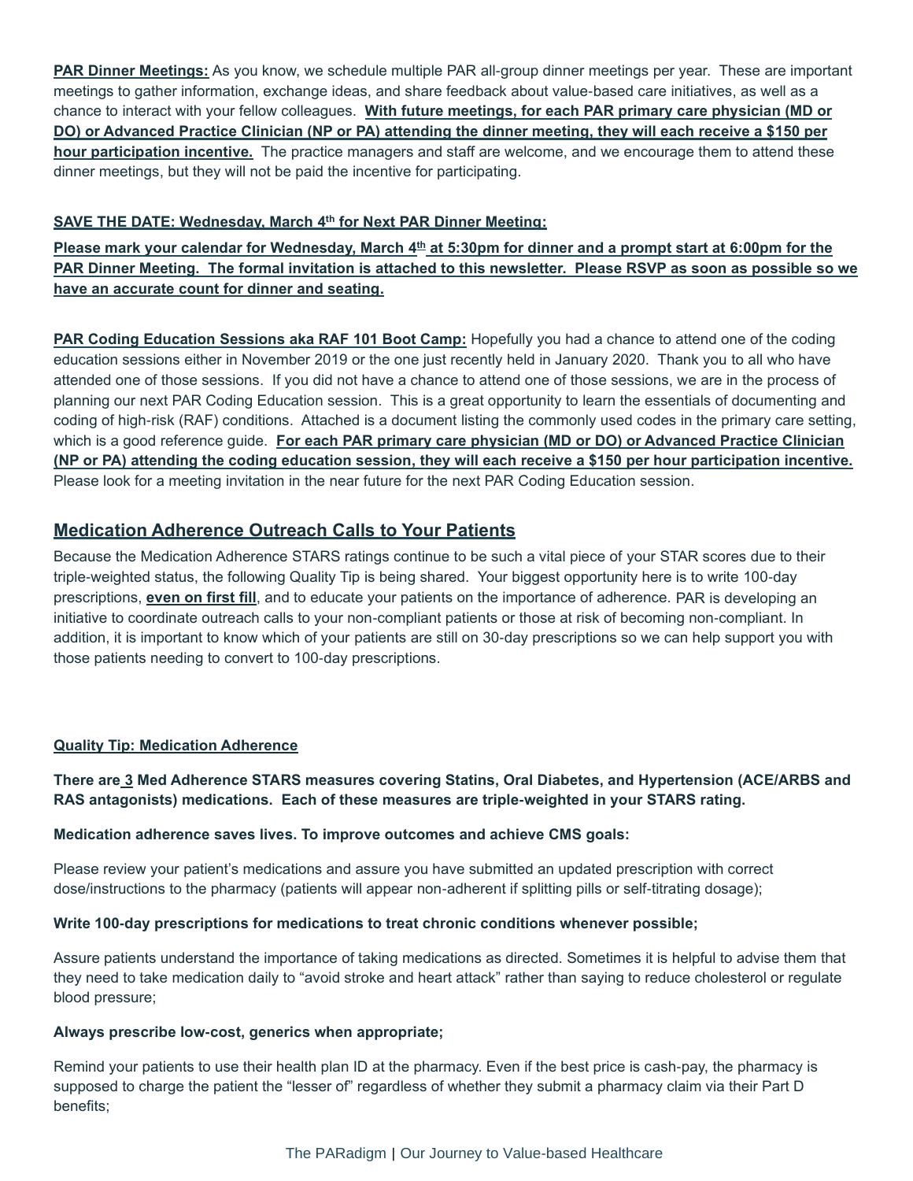**PAR Dinner Meetings:** As you know, we schedule multiple PAR all-group dinner meetings per year. These are important meetings to gather information, exchange ideas, and share feedback about value-based care initiatives, as well as a chance to interact with your fellow colleagues. **With future meetings, for each PAR primary care physician (MD or DO) or Advanced Practice Clinician (NP or PA) attending the dinner meeting, they will each receive a $150 per hour participation incentive.** The practice managers and staff are welcome, and we encourage them to attend these dinner meetings, but they will not be paid the incentive for participating.

**SAVE THE DATE: Wednesday, March 4th for Next PAR Dinner Meeting:**

**Please mark your calendar for Wednesday, March 4th at 5:30pm for dinner and a prompt start at 6:00pm for the PAR Dinner Meeting. The formal invitation is attached to this newsletter. Please RSVP as soon as possible so we have an accurate count for dinner and seating.**

**PAR Coding Education Sessions aka RAF 101 Boot Camp:** Hopefully you had a chance to attend one of the coding education sessions either in November 2019 or the one just recently held in January 2020. Thank you to all who have attended one of those sessions. If you did not have a chance to attend one of those sessions, we are in the process of planning our next PAR Coding Education session. This is a great opportunity to learn the essentials of documenting and coding of high-risk (RAF) conditions. Attached is a document listing the commonly used codes in the primary care setting, which is a good reference guide. **For each PAR primary care physician (MD or DO) or Advanced Practice Clinician (NP or PA) attending the coding education session, they will each receive a $150 per hour participation incentive.** Please look for a meeting invitation in the near future for the next PAR Coding Education session.

## Medication Adherence Outreach Calls to Your Patients

Because the Medication Adherence STARS ratings continue to be such a vital piece of your STAR scores due to their triple-weighted status, the following Quality Tip is being shared. Your biggest opportunity here is to write 100-day prescriptions, **even on first fill**, and to educate your patients on the importance of adherence. PAR is developing an initiative to coordinate outreach calls to your non-compliant patients or those at risk of becoming non-compliant. In addition, it is important to know which of your patients are still on 30-day prescriptions so we can help support you with those patients needing to convert to 100-day prescriptions.

**Quality Tip: Medication Adherence**

**There are 3 Med Adherence STARS measures covering Statins, Oral Diabetes, and Hypertension (ACE/ARBS and RAS antagonists) medications. Each of these measures are triple-weighted in your STARS rating.**

**Medication adherence saves lives. To improve outcomes and achieve CMS goals:**

Please review your patient's medications and assure you have submitted an updated prescription with correct dose/instructions to the pharmacy (patients will appear non-adherent if splitting pills or self-titrating dosage);

**Write 100-day prescriptions for medications to treat chronic conditions whenever possible;**

Assure patients understand the importance of taking medications as directed. Sometimes it is helpful to advise them that they need to take medication daily to "avoid stroke and heart attack" rather than saying to reduce cholesterol or regulate blood pressure;

**Always prescribe low-cost, generics when appropriate;**

Remind your patients to use their health plan ID at the pharmacy. Even if the best price is cash-pay, the pharmacy is supposed to charge the patient the "lesser of" regardless of whether they submit a pharmacy claim via their Part D benefits;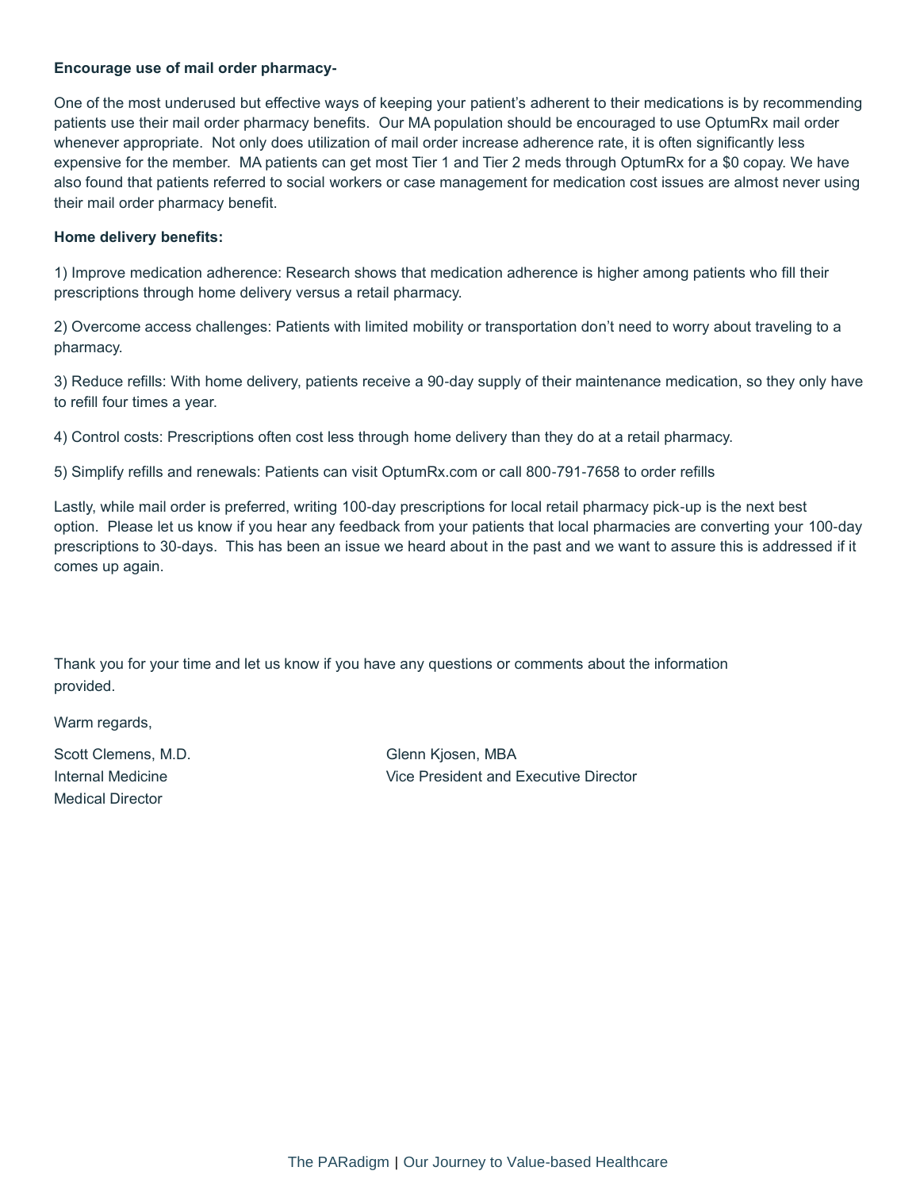**Encourage use of mail order pharmacy-**

One of the most underused but effective ways of keeping your patient's adherent to their medications is by recommending patients use their mail order pharmacy benefits. Our MA population should be encouraged to use OptumRx mail order whenever appropriate. Not only does utilization of mail order increase adherence rate, it is often significantly less expensive for the member. MA patients can get most Tier 1 and Tier 2 meds through OptumRx for a $0 copay. We have also found that patients referred to social workers or case management for medication cost issues are almost never using their mail order pharmacy benefit.

**Home delivery benefits:**

1) Improve medication adherence: Research shows that medication adherence is higher among patients who fill their prescriptions through home delivery versus a retail pharmacy.

2) Overcome access challenges: Patients with limited mobility or transportation don't need to worry about traveling to a pharmacy.

3) Reduce refills: With home delivery, patients receive a 90-day supply of their maintenance medication, so they only have to refill four times a year.

4) Control costs: Prescriptions often cost less through home delivery than they do at a retail pharmacy.

5) Simplify refills and renewals: Patients can visit OptumRx.com or call 800-791-7658 to order refills

Lastly, while mail order is preferred, writing 100-day prescriptions for local retail pharmacy pick-up is the next best option. Please let us know if you hear any feedback from your patients that local pharmacies are converting your 100-day prescriptions to 30-days. This has been an issue we heard about in the past and we want to assure this is addressed if it comes up again.

Thank you for your time and let us know if you have any questions or comments about the information provided.

Warm regards,

Scott Clemens, M.D.
Internal Medicine
Medical Director

Glenn Kjosen, MBA
Vice President and Executive Director